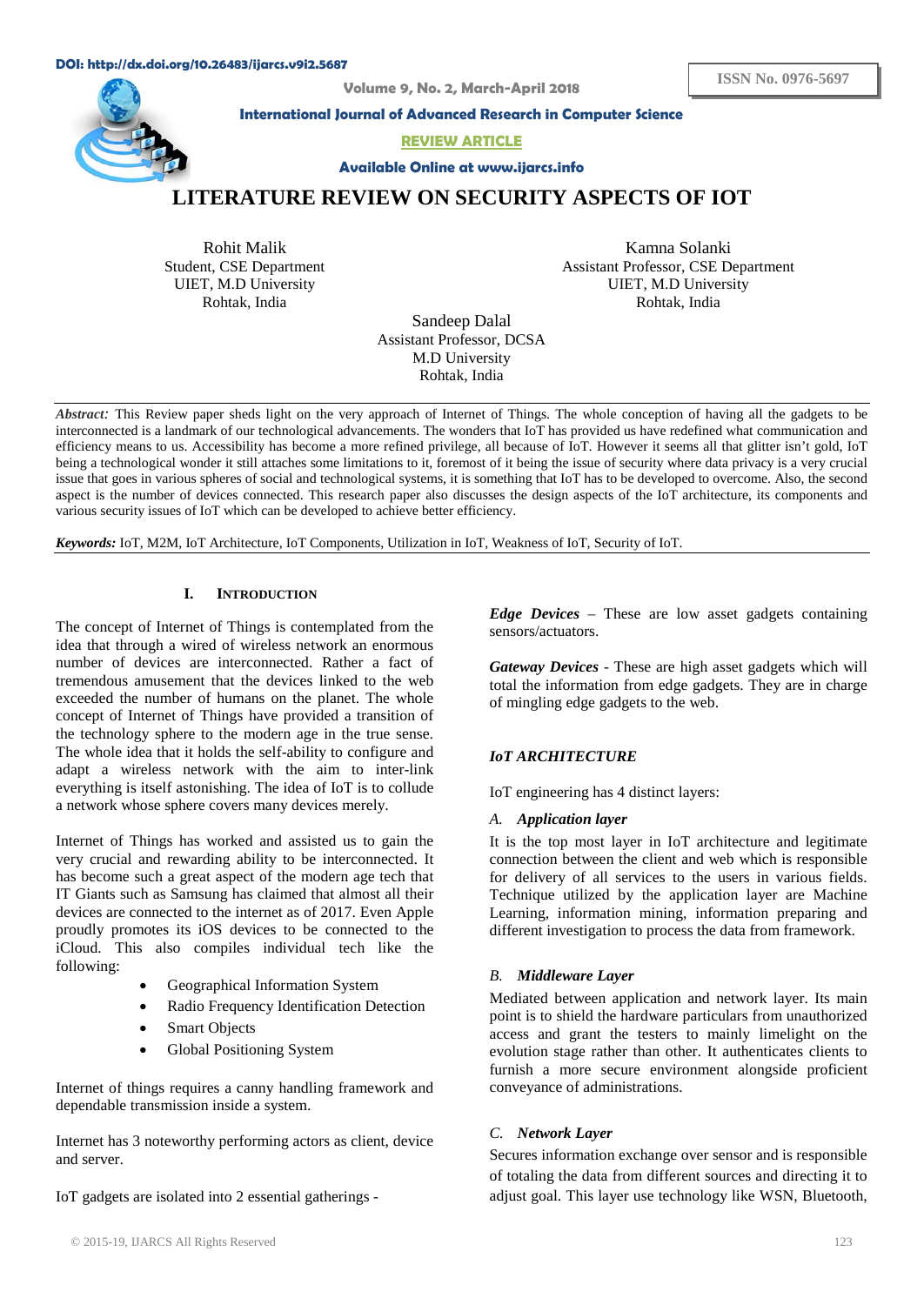DOI: http://dx.doi.org/10.26483/ijarcs.v9i2.5687

**ISSN No. 0976-5697**

**Volume 9, No. 2, March-April 2018**

**International Journal of Advanced Research in Computer Science**

**REVIEW ARTICLE**

**Available Online at www.ijarcs.info**

# LITERATURE REVIEW ON SECURITY ASPECTS OF IOT

Rohit Malik
Student, CSE Department
UIET, M.D University
Rohtak, India

Kamna Solanki
Assistant Professor, CSE Department
UIET, M.D University
Rohtak, India

Sandeep Dalal
Assistant Professor, DCSA
M.D University
Rohtak, India

*Abstract:* This Review paper sheds light on the very approach of Internet of Things. The whole conception of having all the gadgets to be interconnected is a landmark of our technological advancements. The wonders that IoT has provided us have redefined what communication and efficiency means to us. Accessibility has become a more refined privilege, all because of IoT. However it seems all that glitter isn't gold, IoT being a technological wonder it still attaches some limitations to it, foremost of it being the issue of security where data privacy is a very crucial issue that goes in various spheres of social and technological systems, it is something that IoT has to be developed to overcome. Also, the second aspect is the number of devices connected. This research paper also discusses the design aspects of the IoT architecture, its components and various security issues of IoT which can be developed to achieve better efficiency.

***Keywords:*** IoT, M2M, IoT Architecture, IoT Components, Utilization in IoT, Weakness of IoT, Security of IoT.

## I. INTRODUCTION

The concept of Internet of Things is contemplated from the idea that through a wired of wireless network an enormous number of devices are interconnected. Rather a fact of tremendous amusement that the devices linked to the web exceeded the number of humans on the planet. The whole concept of Internet of Things have provided a transition of the technology sphere to the modern age in the true sense. The whole idea that it holds the self-ability to configure and adapt a wireless network with the aim to inter-link everything is itself astonishing. The idea of IoT is to collude a network whose sphere covers many devices merely.

Internet of Things has worked and assisted us to gain the very crucial and rewarding ability to be interconnected. It has become such a great aspect of the modern age tech that IT Giants such as Samsung has claimed that almost all their devices are connected to the internet as of 2017. Even Apple proudly promotes its iOS devices to be connected to the iCloud. This also compiles individual tech like the following:

- Geographical Information System
- Radio Frequency Identification Detection
- Smart Objects
- Global Positioning System

Internet of things requires a canny handling framework and dependable transmission inside a system.

Internet has 3 noteworthy performing actors as client, device and server.

IoT gadgets are isolated into 2 essential gatherings -

***Edge Devices*** – These are low asset gadgets containing sensors/actuators.

***Gateway Devices*** - These are high asset gadgets which will total the information from edge gadgets. They are in charge of mingling edge gadgets to the web.

### *IoT ARCHITECTURE*

IoT engineering has 4 distinct layers:

#### *A. Application layer*

It is the top most layer in IoT architecture and legitimate connection between the client and web which is responsible for delivery of all services to the users in various fields. Technique utilized by the application layer are Machine Learning, information mining, information preparing and different investigation to process the data from framework.

#### *B. Middleware Layer*

Mediated between application and network layer. Its main point is to shield the hardware particulars from unauthorized access and grant the testers to mainly limelight on the evolution stage rather than other. It authenticates clients to furnish a more secure environment alongside proficient conveyance of administrations.

#### *C. Network Layer*

Secures information exchange over sensor and is responsible of totaling the data from different sources and directing it to adjust goal. This layer use technology like WSN, Bluetooth,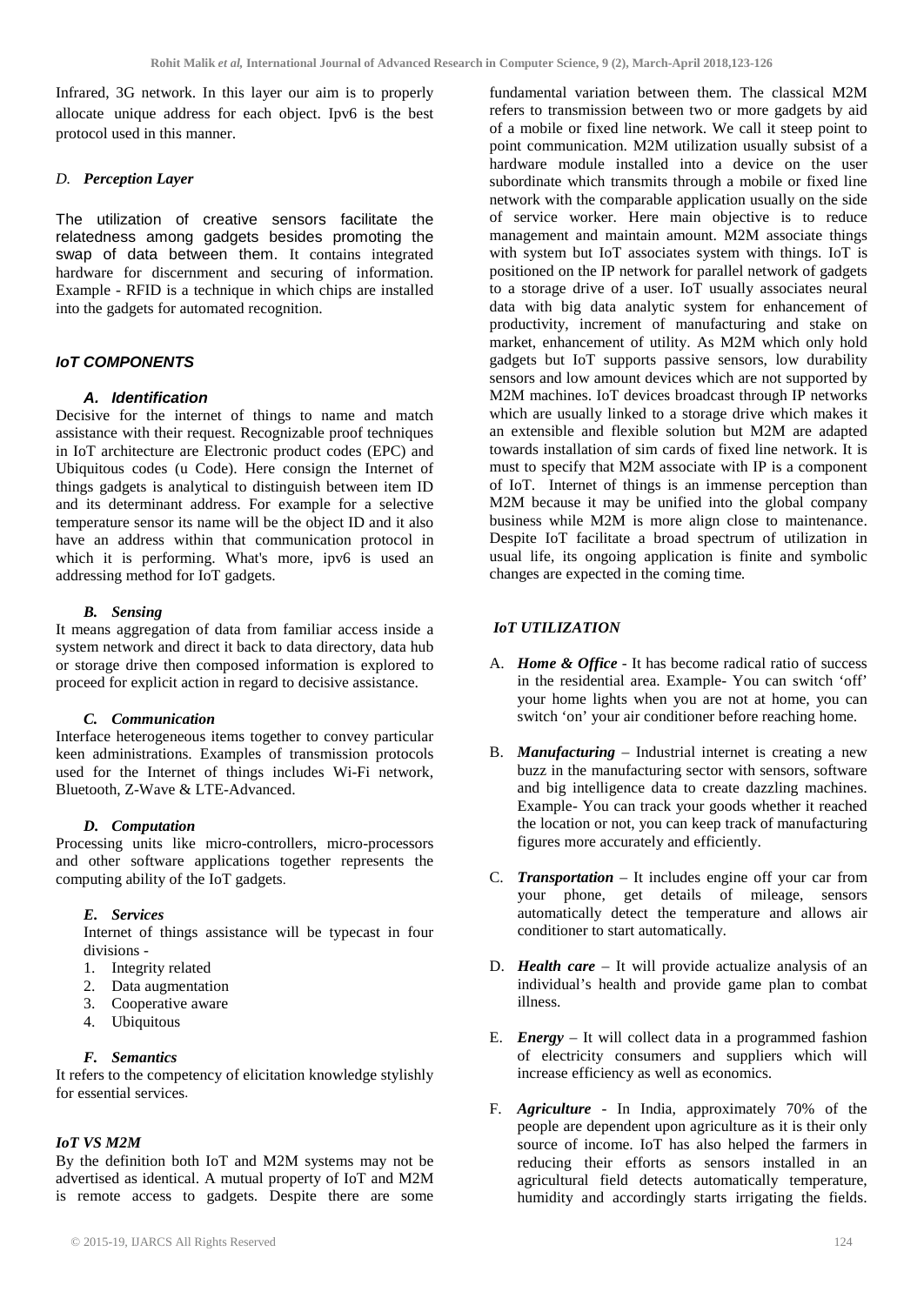Infrared, 3G network. In this layer our aim is to properly allocate unique address for each object. Ipv6 is the best protocol used in this manner.

### *D. Perception Layer*

The utilization of creative sensors facilitate the relatedness among gadgets besides promoting the swap of data between them. It contains integrated hardware for discernment and securing of information. Example - RFID is a technique in which chips are installed into the gadgets for automated recognition.

## *IoT COMPONENTS*

### *A. Identification*

Decisive for the internet of things to name and match assistance with their request. Recognizable proof techniques in IoT architecture are Electronic product codes (EPC) and Ubiquitous codes (u Code). Here consign the Internet of things gadgets is analytical to distinguish between item ID and its determinant address. For example for a selective temperature sensor its name will be the object ID and it also have an address within that communication protocol in which it is performing. What's more, ipv6 is used an addressing method for IoT gadgets.

### *B. Sensing*

It means aggregation of data from familiar access inside a system network and direct it back to data directory, data hub or storage drive then composed information is explored to proceed for explicit action in regard to decisive assistance.

### *C. Communication*

Interface heterogeneous items together to convey particular keen administrations. Examples of transmission protocols used for the Internet of things includes Wi-Fi network, Bluetooth, Z-Wave & LTE-Advanced.

### *D. Computation*

Processing units like micro-controllers, micro-processors and other software applications together represents the computing ability of the IoT gadgets.

### *E. Services*

Internet of things assistance will be typecast in four divisions -

1. Integrity related
2. Data augmentation
3. Cooperative aware
4. Ubiquitous

### *F. Semantics*

It refers to the competency of elicitation knowledge stylishly for essential services.

## *IoT VS M2M*

By the definition both IoT and M2M systems may not be advertised as identical. A mutual property of IoT and M2M is remote access to gadgets. Despite there are some fundamental variation between them. The classical M2M refers to transmission between two or more gadgets by aid of a mobile or fixed line network. We call it steep point to point communication. M2M utilization usually subsist of a hardware module installed into a device on the user subordinate which transmits through a mobile or fixed line network with the comparable application usually on the side of service worker. Here main objective is to reduce management and maintain amount. M2M associate things with system but IoT associates system with things. IoT is positioned on the IP network for parallel network of gadgets to a storage drive of a user. IoT usually associates neural data with big data analytic system for enhancement of productivity, increment of manufacturing and stake on market, enhancement of utility. As M2M which only hold gadgets but IoT supports passive sensors, low durability sensors and low amount devices which are not supported by M2M machines. IoT devices broadcast through IP networks which are usually linked to a storage drive which makes it an extensible and flexible solution but M2M are adapted towards installation of sim cards of fixed line network. It is must to specify that M2M associate with IP is a component of IoT. Internet of things is an immense perception than M2M because it may be unified into the global company business while M2M is more align close to maintenance. Despite IoT facilitate a broad spectrum of utilization in usual life, its ongoing application is finite and symbolic changes are expected in the coming time.

## *IoT UTILIZATION*

A. ***Home & Office*** - It has become radical ratio of success in the residential area. Example- You can switch 'off' your home lights when you are not at home, you can switch 'on' your air conditioner before reaching home.

B. ***Manufacturing*** – Industrial internet is creating a new buzz in the manufacturing sector with sensors, software and big intelligence data to create dazzling machines. Example- You can track your goods whether it reached the location or not, you can keep track of manufacturing figures more accurately and efficiently.

C. ***Transportation*** – It includes engine off your car from your phone, get details of mileage, sensors automatically detect the temperature and allows air conditioner to start automatically.

D. ***Health care*** – It will provide actualize analysis of an individual's health and provide game plan to combat illness.

E. ***Energy*** – It will collect data in a programmed fashion of electricity consumers and suppliers which will increase efficiency as well as economics.

F. ***Agriculture*** - In India, approximately 70% of the people are dependent upon agriculture as it is their only source of income. IoT has also helped the farmers in reducing their efforts as sensors installed in an agricultural field detects automatically temperature, humidity and accordingly starts irrigating the fields.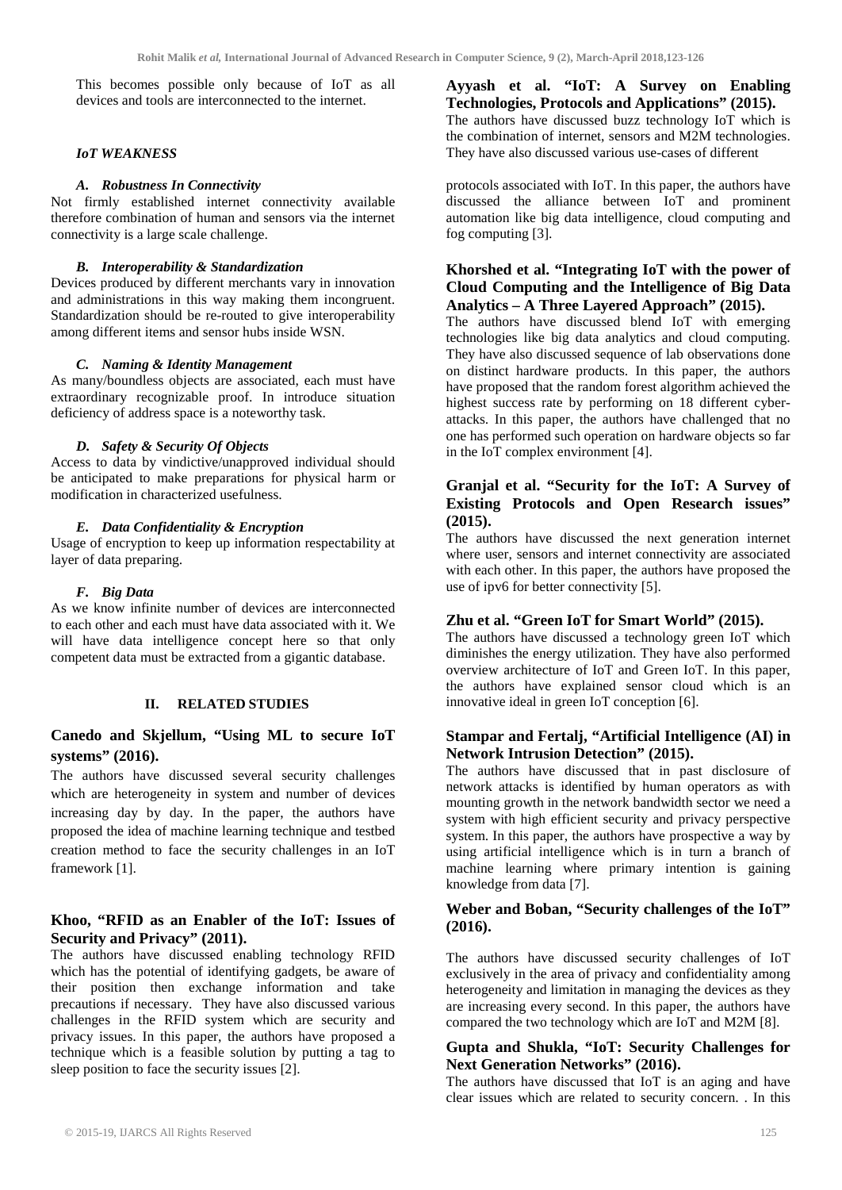This becomes possible only because of IoT as all devices and tools are interconnected to the internet.

### *IoT WEAKNESS*

#### *A. Robustness In Connectivity*

Not firmly established internet connectivity available therefore combination of human and sensors via the internet connectivity is a large scale challenge.

#### *B. Interoperability & Standardization*

Devices produced by different merchants vary in innovation and administrations in this way making them incongruent. Standardization should be re-routed to give interoperability among different items and sensor hubs inside WSN.

#### *C. Naming & Identity Management*

As many/boundless objects are associated, each must have extraordinary recognizable proof. In introduce situation deficiency of address space is a noteworthy task.

#### *D. Safety & Security Of Objects*

Access to data by vindictive/unapproved individual should be anticipated to make preparations for physical harm or modification in characterized usefulness.

#### *E. Data Confidentiality & Encryption*

Usage of encryption to keep up information respectability at layer of data preparing.

#### *F. Big Data*

As we know infinite number of devices are interconnected to each other and each must have data associated with it. We will have data intelligence concept here so that only competent data must be extracted from a gigantic database.

## II. RELATED STUDIES

### Canedo and Skjellum, "Using ML to secure IoT systems" (2016).

The authors have discussed several security challenges which are heterogeneity in system and number of devices increasing day by day. In the paper, the authors have proposed the idea of machine learning technique and testbed creation method to face the security challenges in an IoT framework [1].

### Khoo, "RFID as an Enabler of the IoT: Issues of Security and Privacy" (2011).

The authors have discussed enabling technology RFID which has the potential of identifying gadgets, be aware of their position then exchange information and take precautions if necessary. They have also discussed various challenges in the RFID system which are security and privacy issues. In this paper, the authors have proposed a technique which is a feasible solution by putting a tag to sleep position to face the security issues [2].

### Ayyash et al. "IoT: A Survey on Enabling Technologies, Protocols and Applications" (2015).

The authors have discussed buzz technology IoT which is the combination of internet, sensors and M2M technologies. They have also discussed various use-cases of different protocols associated with IoT. In this paper, the authors have discussed the alliance between IoT and prominent automation like big data intelligence, cloud computing and fog computing [3].

### Khorshed et al. "Integrating IoT with the power of Cloud Computing and the Intelligence of Big Data Analytics – A Three Layered Approach" (2015).

The authors have discussed blend IoT with emerging technologies like big data analytics and cloud computing. They have also discussed sequence of lab observations done on distinct hardware products. In this paper, the authors have proposed that the random forest algorithm achieved the highest success rate by performing on 18 different cyber-attacks. In this paper, the authors have challenged that no one has performed such operation on hardware objects so far in the IoT complex environment [4].

### Granjal et al. "Security for the IoT: A Survey of Existing Protocols and Open Research issues" (2015).

The authors have discussed the next generation internet where user, sensors and internet connectivity are associated with each other. In this paper, the authors have proposed the use of ipv6 for better connectivity [5].

### Zhu et al. "Green IoT for Smart World" (2015).

The authors have discussed a technology green IoT which diminishes the energy utilization. They have also performed overview architecture of IoT and Green IoT. In this paper, the authors have explained sensor cloud which is an innovative ideal in green IoT conception [6].

### Stampar and Fertalj, "Artificial Intelligence (AI) in Network Intrusion Detection" (2015).

The authors have discussed that in past disclosure of network attacks is identified by human operators as with mounting growth in the network bandwidth sector we need a system with high efficient security and privacy perspective system. In this paper, the authors have prospective a way by using artificial intelligence which is in turn a branch of machine learning where primary intention is gaining knowledge from data [7].

### Weber and Boban, "Security challenges of the IoT" (2016).

The authors have discussed security challenges of IoT exclusively in the area of privacy and confidentiality among heterogeneity and limitation in managing the devices as they are increasing every second. In this paper, the authors have compared the two technology which are IoT and M2M [8].

### Gupta and Shukla, "IoT: Security Challenges for Next Generation Networks" (2016).

The authors have discussed that IoT is an aging and have clear issues which are related to security concern. . In this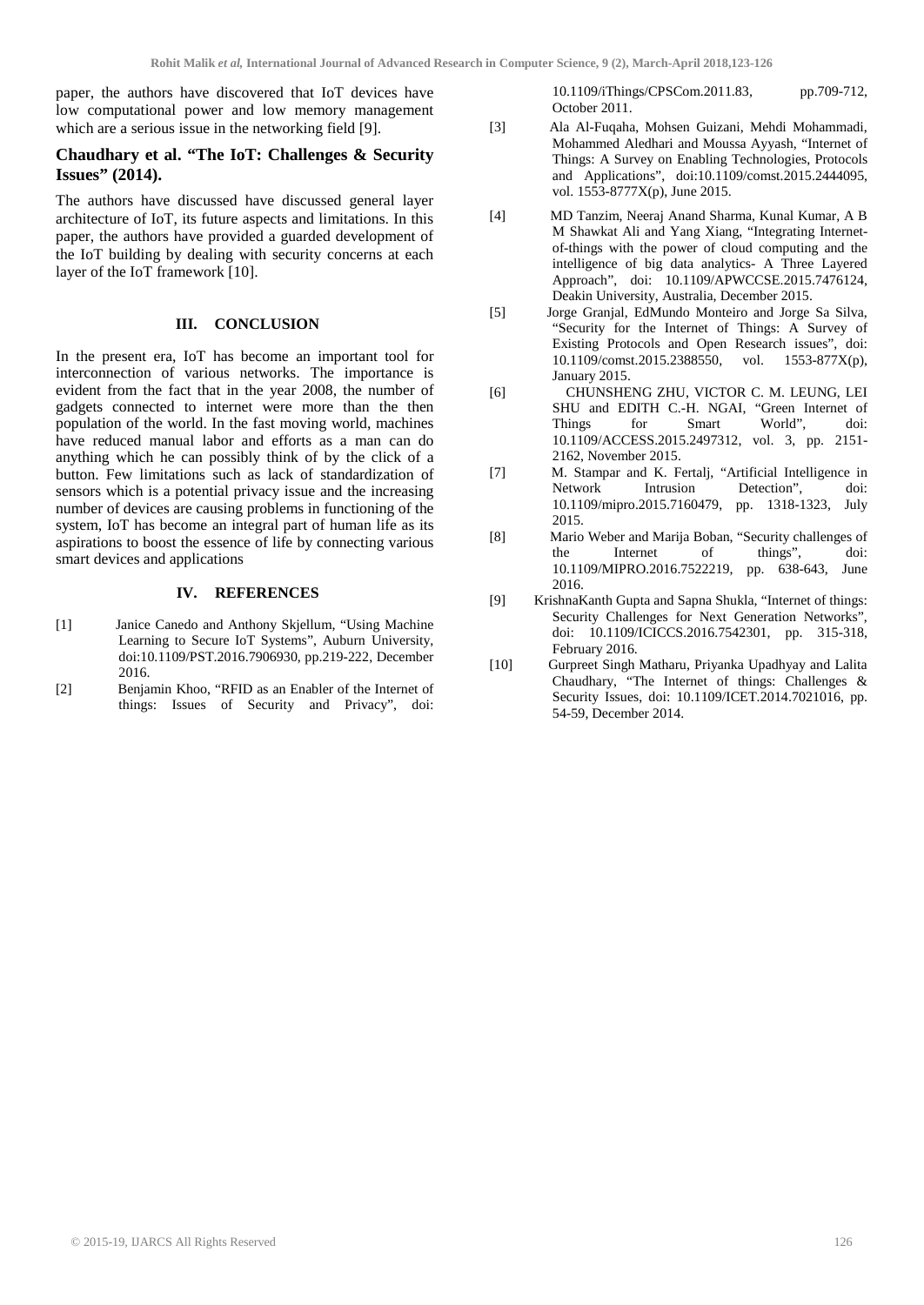paper, the authors have discovered that IoT devices have low computational power and low memory management which are a serious issue in the networking field [9].

### Chaudhary et al. "The IoT: Challenges & Security Issues" (2014).

The authors have discussed have discussed general layer architecture of IoT, its future aspects and limitations. In this paper, the authors have provided a guarded development of the IoT building by dealing with security concerns at each layer of the IoT framework [10].

## III. CONCLUSION

In the present era, IoT has become an important tool for interconnection of various networks. The importance is evident from the fact that in the year 2008, the number of gadgets connected to internet were more than the then population of the world. In the fast moving world, machines have reduced manual labor and efforts as a man can do anything which he can possibly think of by the click of a button. Few limitations such as lack of standardization of sensors which is a potential privacy issue and the increasing number of devices are causing problems in functioning of the system, IoT has become an integral part of human life as its aspirations to boost the essence of life by connecting various smart devices and applications

## IV. REFERENCES

[1] Janice Canedo and Anthony Skjellum, "Using Machine Learning to Secure IoT Systems", Auburn University, doi:10.1109/PST.2016.7906930, pp.219-222, December 2016.

[2] Benjamin Khoo, "RFID as an Enabler of the Internet of things: Issues of Security and Privacy", doi: 10.1109/iThings/CPSCom.2011.83, pp.709-712, October 2011.

[3] Ala Al-Fuqaha, Mohsen Guizani, Mehdi Mohammadi, Mohammed Aledhari and Moussa Ayyash, "Internet of Things: A Survey on Enabling Technologies, Protocols and Applications", doi:10.1109/comst.2015.2444095, vol. 1553-8777X(p), June 2015.

[4] MD Tanzim, Neeraj Anand Sharma, Kunal Kumar, A B M Shawkat Ali and Yang Xiang, "Integrating Internet-of-things with the power of cloud computing and the intelligence of big data analytics- A Three Layered Approach", doi: 10.1109/APWCCSE.2015.7476124, Deakin University, Australia, December 2015.

[5] Jorge Granjal, EdMundo Monteiro and Jorge Sa Silva, "Security for the Internet of Things: A Survey of Existing Protocols and Open Research issues", doi: 10.1109/comst.2015.2388550, vol. 1553-877X(p), January 2015.

[6] CHUNSHENG ZHU, VICTOR C. M. LEUNG, LEI SHU and EDITH C.-H. NGAI, "Green Internet of Things for Smart World", doi: 10.1109/ACCESS.2015.2497312, vol. 3, pp. 2151-2162, November 2015.

[7] M. Stampar and K. Fertalj, "Artificial Intelligence in Network Intrusion Detection", doi: 10.1109/mipro.2015.7160479, pp. 1318-1323, July 2015.

[8] Mario Weber and Marija Boban, "Security challenges of the Internet of things", doi: 10.1109/MIPRO.2016.7522219, pp. 638-643, June 2016.

[9] KrishnaKanth Gupta and Sapna Shukla, "Internet of things: Security Challenges for Next Generation Networks", doi: 10.1109/ICICCS.2016.7542301, pp. 315-318, February 2016.

[10] Gurpreet Singh Matharu, Priyanka Upadhyay and Lalita Chaudhary, "The Internet of things: Challenges & Security Issues, doi: 10.1109/ICET.2014.7021016, pp. 54-59, December 2014.